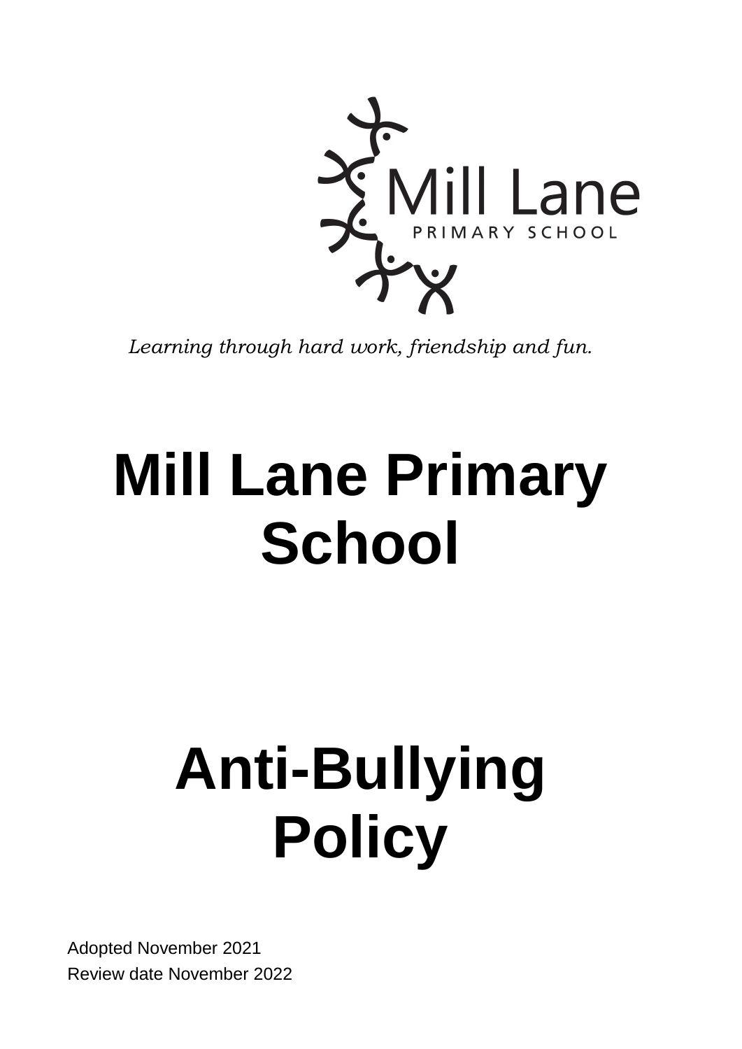Mill Lane

PRIMARY SCHOOL

*Learning through hard work, friendship and fun.*

# Mill Lane Primary School

# Anti-Bullying Policy

Adopted November 2021

Review date November 2022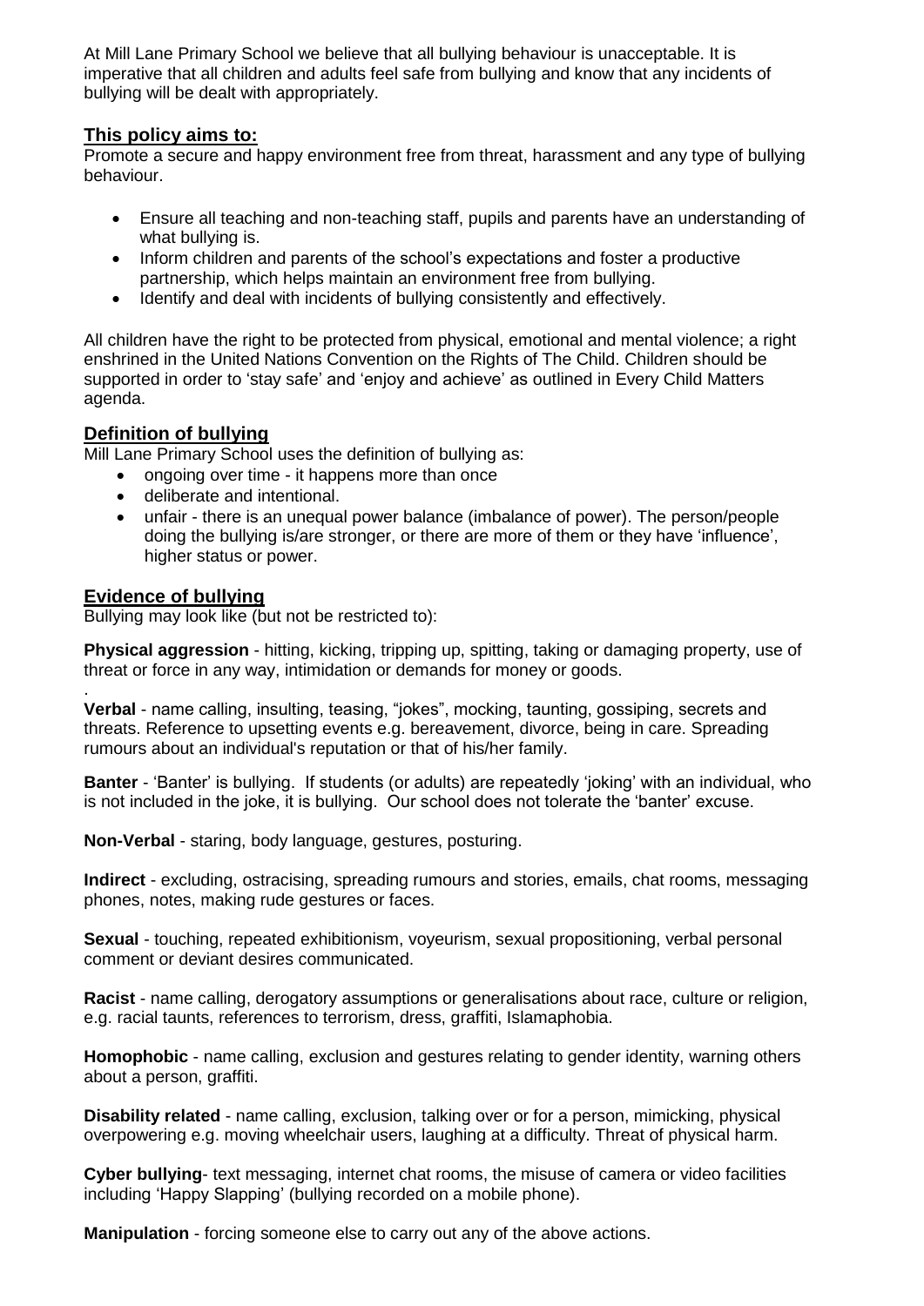At Mill Lane Primary School we believe that all bullying behaviour is unacceptable. It is imperative that all children and adults feel safe from bullying and know that any incidents of bullying will be dealt with appropriately.

## This policy aims to:

Promote a secure and happy environment free from threat, harassment and any type of bullying behaviour.

- Ensure all teaching and non-teaching staff, pupils and parents have an understanding of what bullying is.
- Inform children and parents of the school's expectations and foster a productive partnership, which helps maintain an environment free from bullying.
- Identify and deal with incidents of bullying consistently and effectively.

All children have the right to be protected from physical, emotional and mental violence; a right enshrined in the United Nations Convention on the Rights of The Child. Children should be supported in order to 'stay safe' and 'enjoy and achieve' as outlined in Every Child Matters agenda.

## Definition of bullying

Mill Lane Primary School uses the definition of bullying as:

- ongoing over time - it happens more than once
- deliberate and intentional.
- unfair - there is an unequal power balance (imbalance of power). The person/people doing the bullying is/are stronger, or there are more of them or they have 'influence', higher status or power.

## Evidence of bullying

Bullying may look like (but not be restricted to):

**Physical aggression** - hitting, kicking, tripping up, spitting, taking or damaging property, use of threat or force in any way, intimidation or demands for money or goods.

**Verbal** - name calling, insulting, teasing, "jokes", mocking, taunting, gossiping, secrets and threats. Reference to upsetting events e.g. bereavement, divorce, being in care. Spreading rumours about an individual's reputation or that of his/her family.

**Banter** - 'Banter' is bullying. If students (or adults) are repeatedly 'joking' with an individual, who is not included in the joke, it is bullying. Our school does not tolerate the 'banter' excuse.

**Non-Verbal** - staring, body language, gestures, posturing.

**Indirect** - excluding, ostracising, spreading rumours and stories, emails, chat rooms, messaging phones, notes, making rude gestures or faces.

**Sexual** - touching, repeated exhibitionism, voyeurism, sexual propositioning, verbal personal comment or deviant desires communicated.

**Racist** - name calling, derogatory assumptions or generalisations about race, culture or religion, e.g. racial taunts, references to terrorism, dress, graffiti, Islamaphobia.

**Homophobic** - name calling, exclusion and gestures relating to gender identity, warning others about a person, graffiti.

**Disability related** - name calling, exclusion, talking over or for a person, mimicking, physical overpowering e.g. moving wheelchair users, laughing at a difficulty. Threat of physical harm.

**Cyber bullying**- text messaging, internet chat rooms, the misuse of camera or video facilities including 'Happy Slapping' (bullying recorded on a mobile phone).

**Manipulation** - forcing someone else to carry out any of the above actions.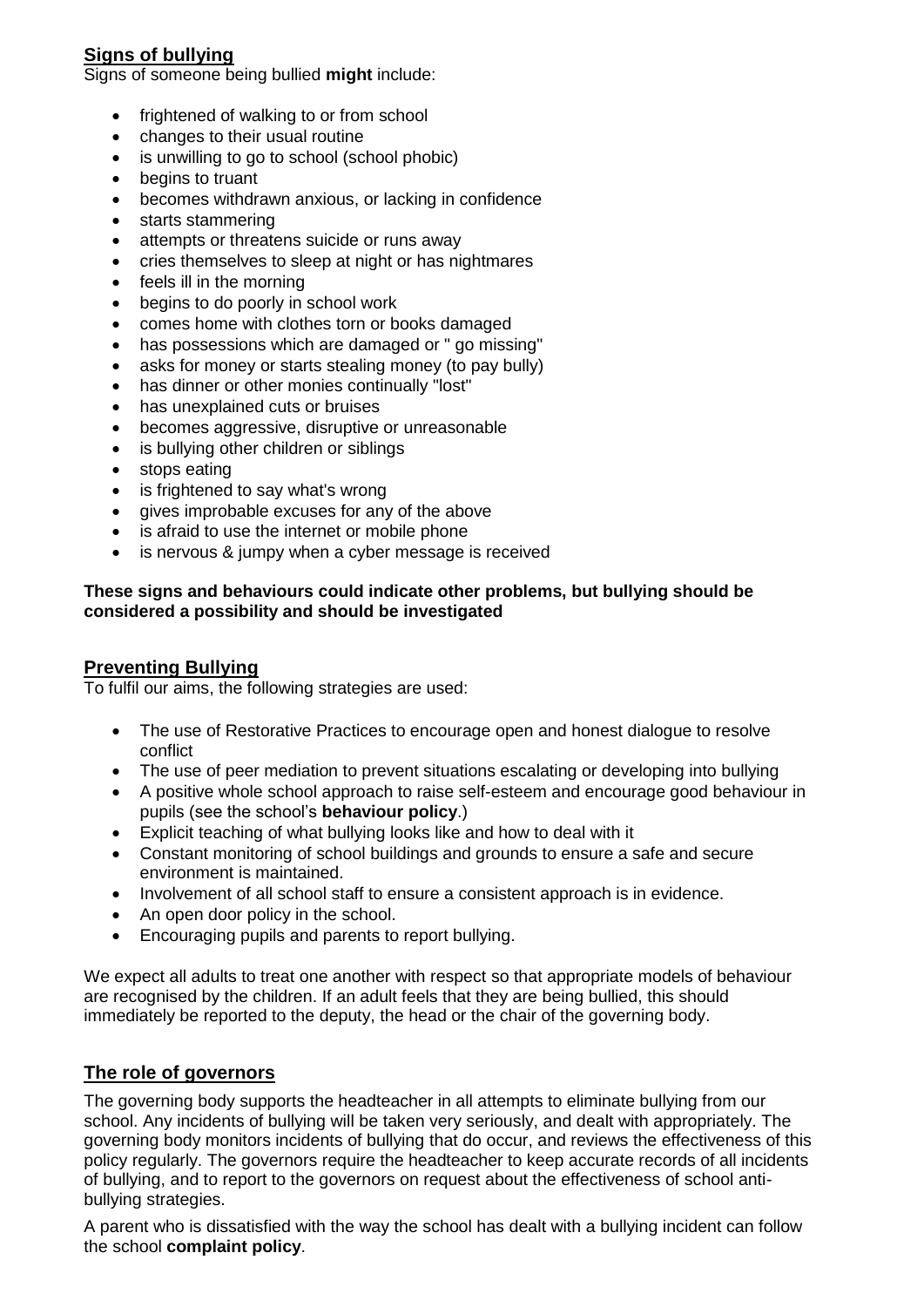## Signs of bullying

Signs of someone being bullied **might** include:

- frightened of walking to or from school
- changes to their usual routine
- is unwilling to go to school (school phobic)
- begins to truant
- becomes withdrawn anxious, or lacking in confidence
- starts stammering
- attempts or threatens suicide or runs away
- cries themselves to sleep at night or has nightmares
- feels ill in the morning
- begins to do poorly in school work
- comes home with clothes torn or books damaged
- has possessions which are damaged or " go missing"
- asks for money or starts stealing money (to pay bully)
- has dinner or other monies continually "lost"
- has unexplained cuts or bruises
- becomes aggressive, disruptive or unreasonable
- is bullying other children or siblings
- stops eating
- is frightened to say what's wrong
- gives improbable excuses for any of the above
- is afraid to use the internet or mobile phone
- is nervous & jumpy when a cyber message is received

**These signs and behaviours could indicate other problems, but bullying should be considered a possibility and should be investigated**

## Preventing Bullying

To fulfil our aims, the following strategies are used:

- The use of Restorative Practices to encourage open and honest dialogue to resolve conflict
- The use of peer mediation to prevent situations escalating or developing into bullying
- A positive whole school approach to raise self-esteem and encourage good behaviour in pupils (see the school's **behaviour policy**.)
- Explicit teaching of what bullying looks like and how to deal with it
- Constant monitoring of school buildings and grounds to ensure a safe and secure environment is maintained.
- Involvement of all school staff to ensure a consistent approach is in evidence.
- An open door policy in the school.
- Encouraging pupils and parents to report bullying.

We expect all adults to treat one another with respect so that appropriate models of behaviour are recognised by the children. If an adult feels that they are being bullied, this should immediately be reported to the deputy, the head or the chair of the governing body.

## The role of governors

The governing body supports the headteacher in all attempts to eliminate bullying from our school. Any incidents of bullying will be taken very seriously, and dealt with appropriately. The governing body monitors incidents of bullying that do occur, and reviews the effectiveness of this policy regularly. The governors require the headteacher to keep accurate records of all incidents of bullying, and to report to the governors on request about the effectiveness of school anti-bullying strategies.

A parent who is dissatisfied with the way the school has dealt with a bullying incident can follow the school **complaint policy**.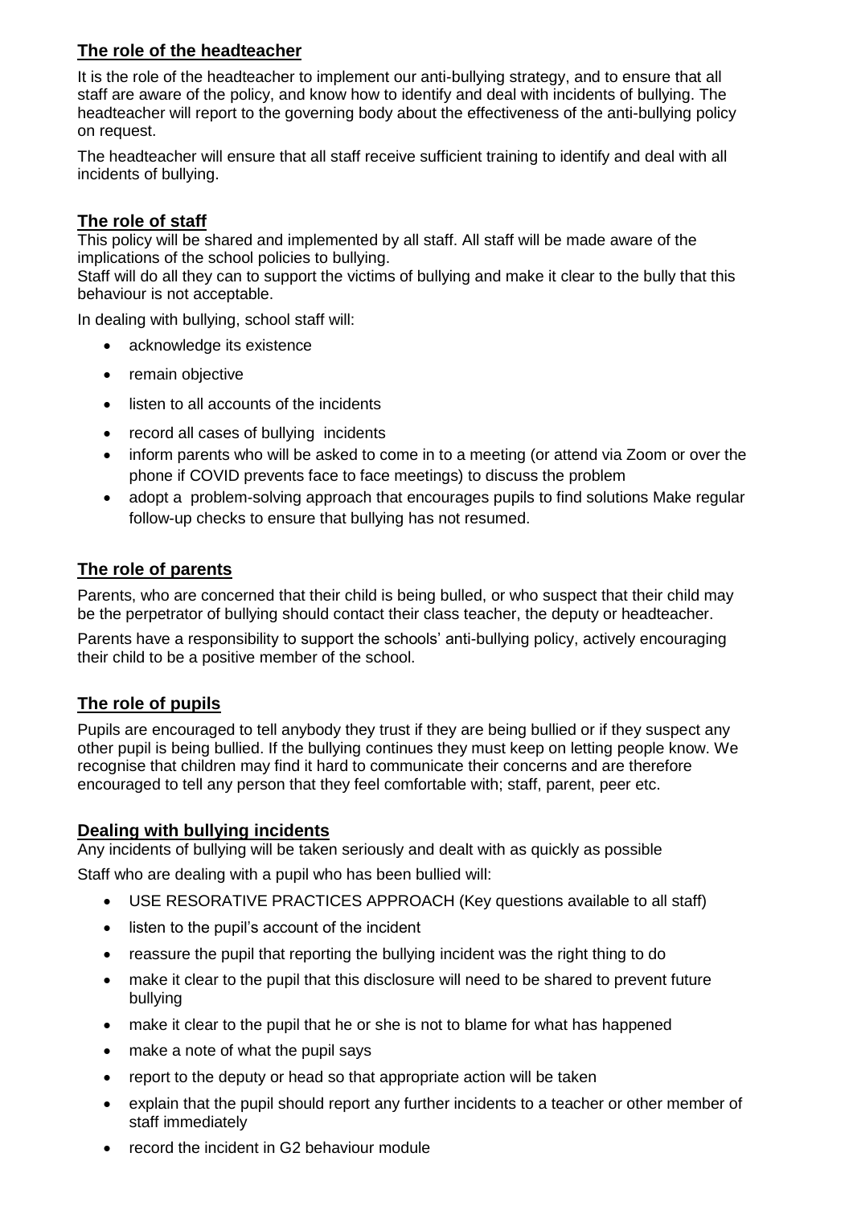## The role of the headteacher

It is the role of the headteacher to implement our anti-bullying strategy, and to ensure that all staff are aware of the policy, and know how to identify and deal with incidents of bullying. The headteacher will report to the governing body about the effectiveness of the anti-bullying policy on request.

The headteacher will ensure that all staff receive sufficient training to identify and deal with all incidents of bullying.

## The role of staff

This policy will be shared and implemented by all staff. All staff will be made aware of the implications of the school policies to bullying.
Staff will do all they can to support the victims of bullying and make it clear to the bully that this behaviour is not acceptable.

In dealing with bullying, school staff will:

- acknowledge its existence
- remain objective
- listen to all accounts of the incidents
- record all cases of bullying incidents
- inform parents who will be asked to come in to a meeting (or attend via Zoom or over the phone if COVID prevents face to face meetings) to discuss the problem
- adopt a problem-solving approach that encourages pupils to find solutions Make regular follow-up checks to ensure that bullying has not resumed.

## The role of parents

Parents, who are concerned that their child is being bulled, or who suspect that their child may be the perpetrator of bullying should contact their class teacher, the deputy or headteacher.

Parents have a responsibility to support the schools' anti-bullying policy, actively encouraging their child to be a positive member of the school.

## The role of pupils

Pupils are encouraged to tell anybody they trust if they are being bullied or if they suspect any other pupil is being bullied. If the bullying continues they must keep on letting people know. We recognise that children may find it hard to communicate their concerns and are therefore encouraged to tell any person that they feel comfortable with; staff, parent, peer etc.

## Dealing with bullying incidents

Any incidents of bullying will be taken seriously and dealt with as quickly as possible

Staff who are dealing with a pupil who has been bullied will:

- USE RESORATIVE PRACTICES APPROACH (Key questions available to all staff)
- listen to the pupil's account of the incident
- reassure the pupil that reporting the bullying incident was the right thing to do
- make it clear to the pupil that this disclosure will need to be shared to prevent future bullying
- make it clear to the pupil that he or she is not to blame for what has happened
- make a note of what the pupil says
- report to the deputy or head so that appropriate action will be taken
- explain that the pupil should report any further incidents to a teacher or other member of staff immediately
- record the incident in G2 behaviour module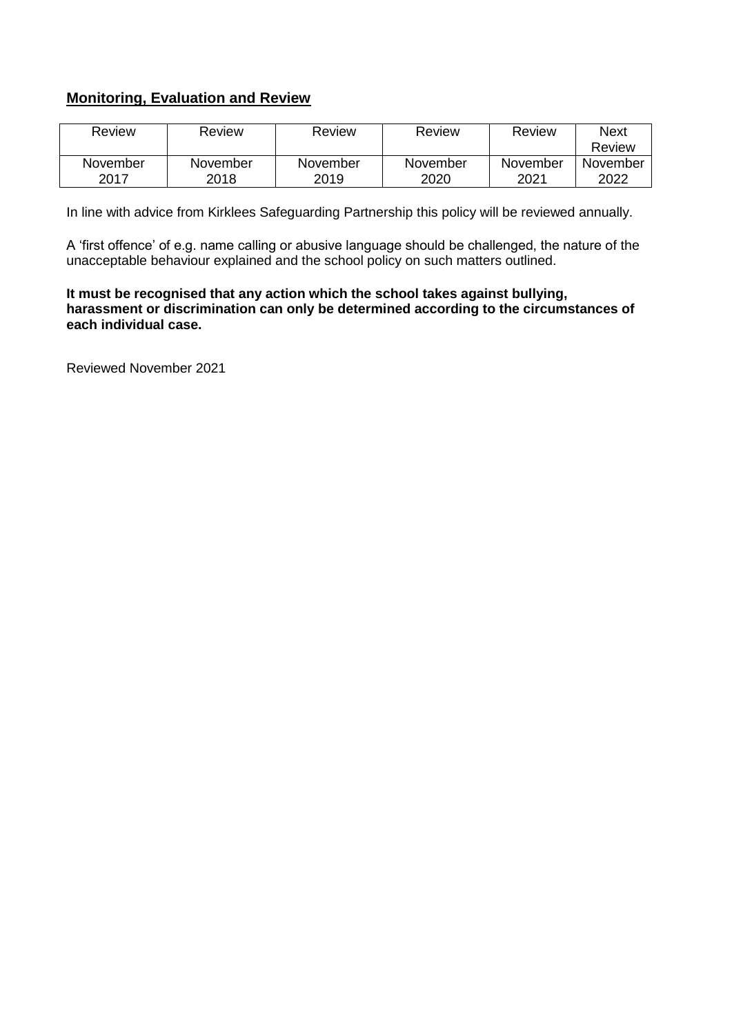## Monitoring, Evaluation and Review

| Review | Review | Review | Review | Review | Next Review |
|---|---|---|---|---|---|
| November 2017 | November 2018 | November 2019 | November 2020 | November 2021 | November 2022 |

In line with advice from Kirklees Safeguarding Partnership this policy will be reviewed annually.

A 'first offence' of e.g. name calling or abusive language should be challenged, the nature of the unacceptable behaviour explained and the school policy on such matters outlined.

**It must be recognised that any action which the school takes against bullying, harassment or discrimination can only be determined according to the circumstances of each individual case.**

Reviewed November 2021